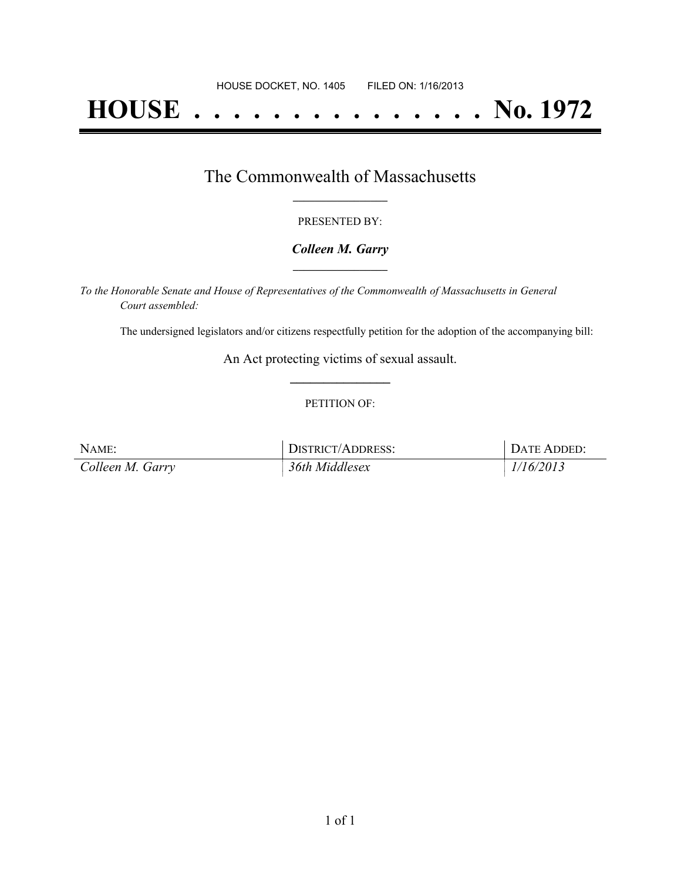HOUSE DOCKET, NO. 1405 FILED ON: 1/16/2013

# HOUSE . . . . . . . . . . . . . . . . No. 1972

## The Commonwealth of Massachusetts

PRESENTED BY:

***Colleen M. Garry***

*To the Honorable Senate and House of Representatives of the Commonwealth of Massachusetts in General Court assembled:*

The undersigned legislators and/or citizens respectfully petition for the adoption of the accompanying bill:

An Act protecting victims of sexual assault.

PETITION OF:

| NAME: | DISTRICT/ADDRESS: | DATE ADDED: |
|---|---|---|
| *Colleen M. Garry* | *36th Middlesex* | *1/16/2013* |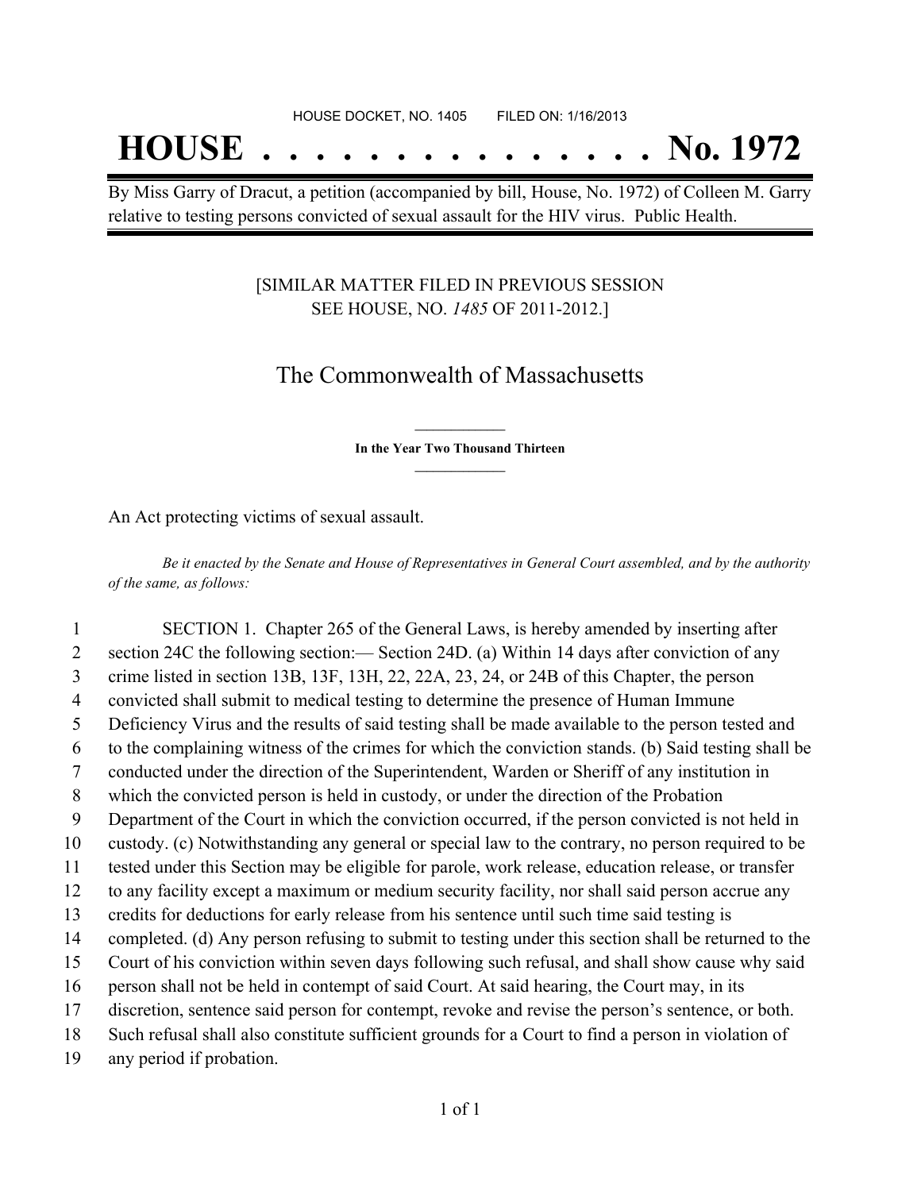HOUSE DOCKET, NO. 1405        FILED ON: 1/16/2013

# HOUSE . . . . . . . . . . . . . . . No. 1972

By Miss Garry of Dracut, a petition (accompanied by bill, House, No. 1972) of Colleen M. Garry relative to testing persons convicted of sexual assault for the HIV virus. Public Health.

[SIMILAR MATTER FILED IN PREVIOUS SESSION
SEE HOUSE, NO. *1485* OF 2011-2012.]

## The Commonwealth of Massachusetts

**In the Year Two Thousand Thirteen**

An Act protecting victims of sexual assault.

*Be it enacted by the Senate and House of Representatives in General Court assembled, and by the authority of the same, as follows:*

1 SECTION 1. Chapter 265 of the General Laws, is hereby amended by inserting after
2 section 24C the following section:— Section 24D. (a) Within 14 days after conviction of any
3 crime listed in section 13B, 13F, 13H, 22, 22A, 23, 24, or 24B of this Chapter, the person
4 convicted shall submit to medical testing to determine the presence of Human Immune
5 Deficiency Virus and the results of said testing shall be made available to the person tested and
6 to the complaining witness of the crimes for which the conviction stands. (b) Said testing shall be
7 conducted under the direction of the Superintendent, Warden or Sheriff of any institution in
8 which the convicted person is held in custody, or under the direction of the Probation
9 Department of the Court in which the conviction occurred, if the person convicted is not held in
10 custody. (c) Notwithstanding any general or special law to the contrary, no person required to be
11 tested under this Section may be eligible for parole, work release, education release, or transfer
12 to any facility except a maximum or medium security facility, nor shall said person accrue any
13 credits for deductions for early release from his sentence until such time said testing is
14 completed. (d) Any person refusing to submit to testing under this section shall be returned to the
15 Court of his conviction within seven days following such refusal, and shall show cause why said
16 person shall not be held in contempt of said Court. At said hearing, the Court may, in its
17 discretion, sentence said person for contempt, revoke and revise the person's sentence, or both.
18 Such refusal shall also constitute sufficient grounds for a Court to find a person in violation of
19 any period if probation.